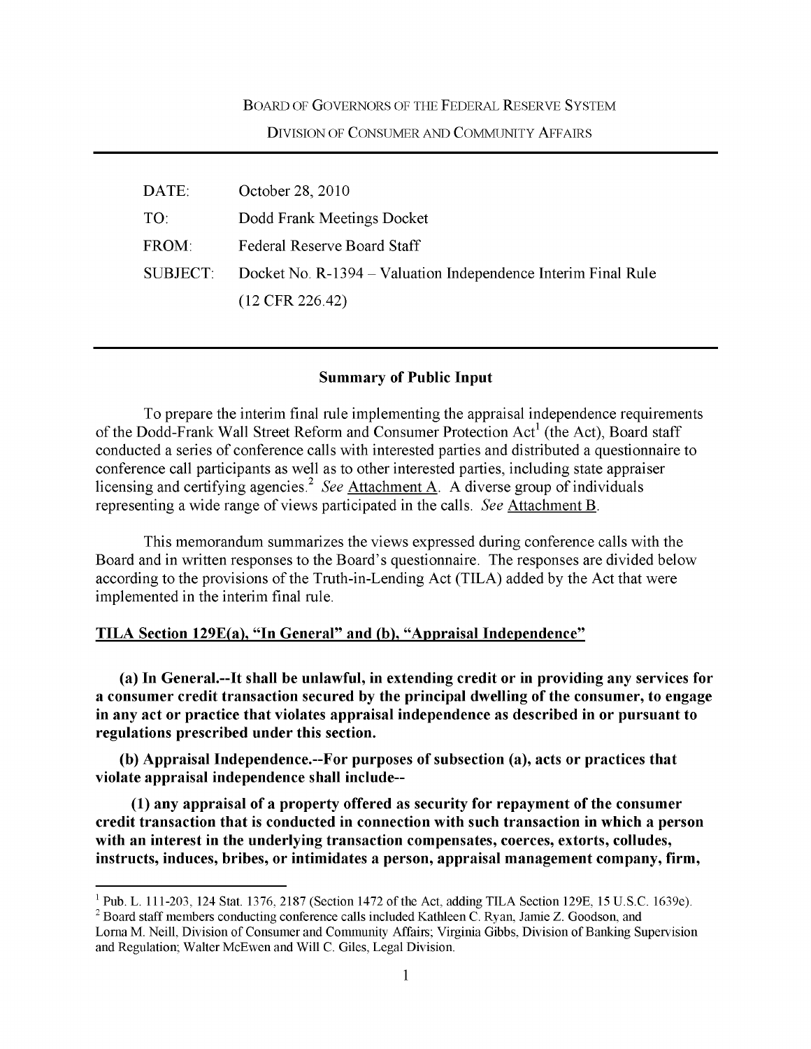BOARD OF GOVERNORS OF THE FEDERAL RESERVE SYSTEM

DIVISION OF CONSUMER AND COMMUNITY AFFAIRS

| | |
|---|---|
| DATE: | October 28, 2010 |
| TO: | Dodd Frank Meetings Docket |
| FROM: | Federal Reserve Board Staff |
| SUBJECT: | Docket No. R-1394 – Valuation Independence Interim Final Rule (12 CFR 226.42) |

## Summary of Public Input

To prepare the interim final rule implementing the appraisal independence requirements of the Dodd-Frank Wall Street Reform and Consumer Protection Act[1] (the Act), Board staff conducted a series of conference calls with interested parties and distributed a questionnaire to conference call participants as well as to other interested parties, including state appraiser licensing and certifying agencies.[2] *See* Attachment A. A diverse group of individuals representing a wide range of views participated in the calls. *See* Attachment B.

This memorandum summarizes the views expressed during conference calls with the Board and in written responses to the Board's questionnaire. The responses are divided below according to the provisions of the Truth-in-Lending Act (TILA) added by the Act that were implemented in the interim final rule.

### TILA Section 129E(a), "In General" and (b), "Appraisal Independence"

**(a) In General.--It shall be unlawful, in extending credit or in providing any services for a consumer credit transaction secured by the principal dwelling of the consumer, to engage in any act or practice that violates appraisal independence as described in or pursuant to regulations prescribed under this section.**

**(b) Appraisal Independence.--For purposes of subsection (a), acts or practices that violate appraisal independence shall include--**

**(1) any appraisal of a property offered as security for repayment of the consumer credit transaction that is conducted in connection with such transaction in which a person with an interest in the underlying transaction compensates, coerces, extorts, colludes, instructs, induces, bribes, or intimidates a person, appraisal management company, firm,**

---

[1] Pub. L. 111-203, 124 Stat. 1376, 2187 (Section 1472 of the Act, adding TILA Section 129E, 15 U.S.C. 1639e).

[2] Board staff members conducting conference calls included Kathleen C. Ryan, Jamie Z. Goodson, and Lorna M. Neill, Division of Consumer and Community Affairs; Virginia Gibbs, Division of Banking Supervision and Regulation; Walter McEwen and Will C. Giles, Legal Division.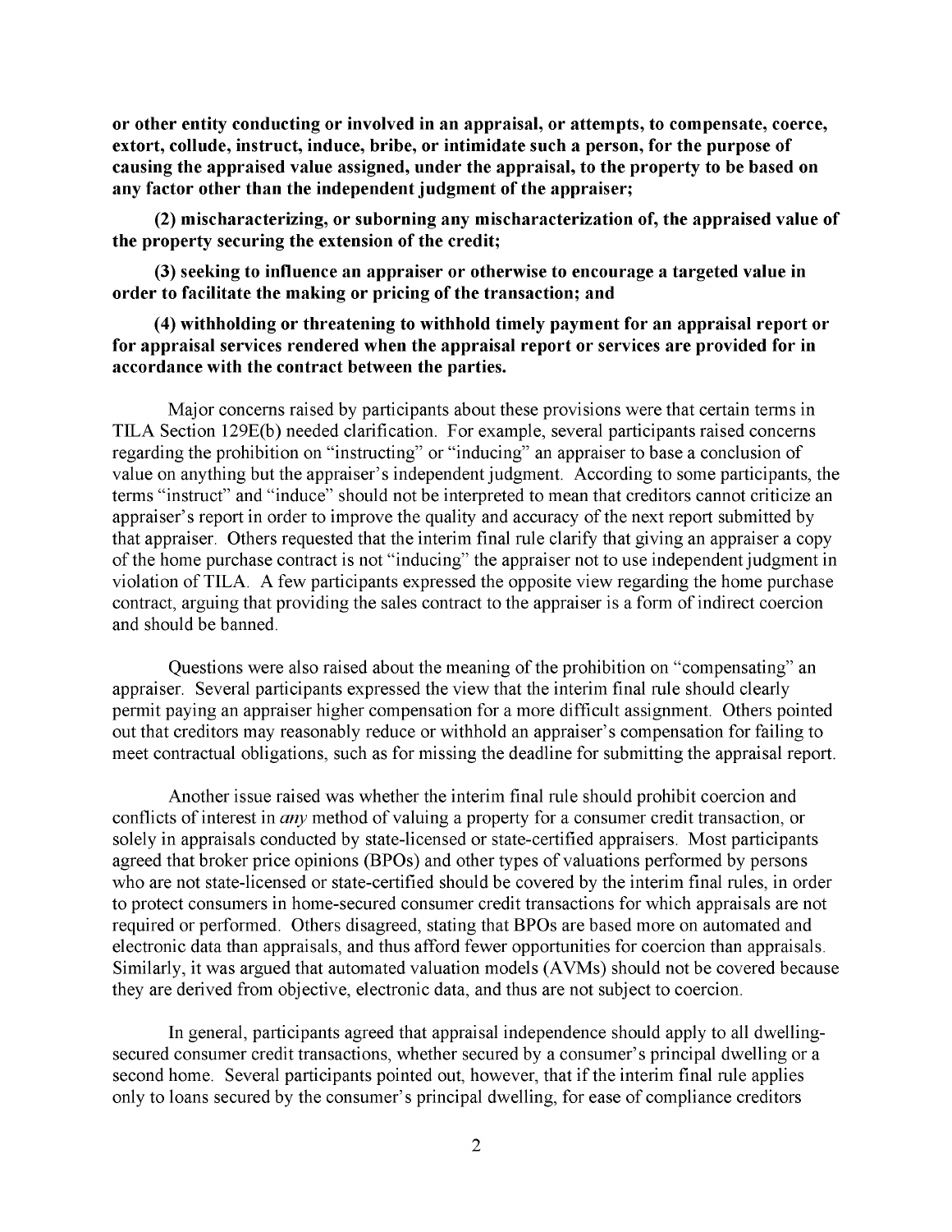**or other entity conducting or involved in an appraisal, or attempts, to compensate, coerce, extort, collude, instruct, induce, bribe, or intimidate such a person, for the purpose of causing the appraised value assigned, under the appraisal, to the property to be based on any factor other than the independent judgment of the appraiser;**

**(2) mischaracterizing, or suborning any mischaracterization of, the appraised value of the property securing the extension of the credit;**

**(3) seeking to influence an appraiser or otherwise to encourage a targeted value in order to facilitate the making or pricing of the transaction; and**

**(4) withholding or threatening to withhold timely payment for an appraisal report or for appraisal services rendered when the appraisal report or services are provided for in accordance with the contract between the parties.**

Major concerns raised by participants about these provisions were that certain terms in TILA Section 129E(b) needed clarification. For example, several participants raised concerns regarding the prohibition on "instructing" or "inducing" an appraiser to base a conclusion of value on anything but the appraiser's independent judgment. According to some participants, the terms "instruct" and "induce" should not be interpreted to mean that creditors cannot criticize an appraiser's report in order to improve the quality and accuracy of the next report submitted by that appraiser. Others requested that the interim final rule clarify that giving an appraiser a copy of the home purchase contract is not "inducing" the appraiser not to use independent judgment in violation of TILA. A few participants expressed the opposite view regarding the home purchase contract, arguing that providing the sales contract to the appraiser is a form of indirect coercion and should be banned.

Questions were also raised about the meaning of the prohibition on "compensating" an appraiser. Several participants expressed the view that the interim final rule should clearly permit paying an appraiser higher compensation for a more difficult assignment. Others pointed out that creditors may reasonably reduce or withhold an appraiser's compensation for failing to meet contractual obligations, such as for missing the deadline for submitting the appraisal report.

Another issue raised was whether the interim final rule should prohibit coercion and conflicts of interest in *any* method of valuing a property for a consumer credit transaction, or solely in appraisals conducted by state-licensed or state-certified appraisers. Most participants agreed that broker price opinions (BPOs) and other types of valuations performed by persons who are not state-licensed or state-certified should be covered by the interim final rules, in order to protect consumers in home-secured consumer credit transactions for which appraisals are not required or performed. Others disagreed, stating that BPOs are based more on automated and electronic data than appraisals, and thus afford fewer opportunities for coercion than appraisals. Similarly, it was argued that automated valuation models (AVMs) should not be covered because they are derived from objective, electronic data, and thus are not subject to coercion.

In general, participants agreed that appraisal independence should apply to all dwelling-secured consumer credit transactions, whether secured by a consumer's principal dwelling or a second home. Several participants pointed out, however, that if the interim final rule applies only to loans secured by the consumer's principal dwelling, for ease of compliance creditors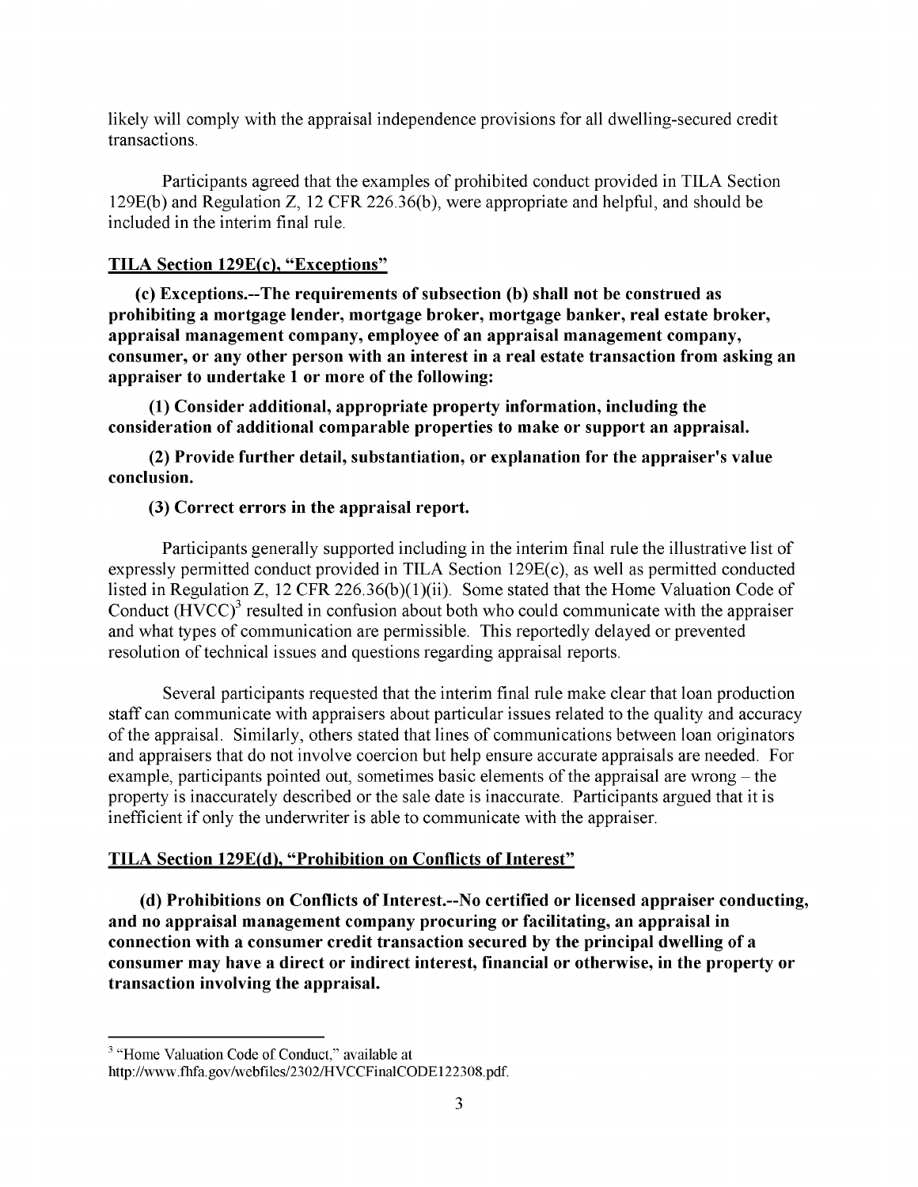likely will comply with the appraisal independence provisions for all dwelling-secured credit transactions.

Participants agreed that the examples of prohibited conduct provided in TILA Section 129E(b) and Regulation Z, 12 CFR 226.36(b), were appropriate and helpful, and should be included in the interim final rule.

**<u>TILA Section 129E(c), "Exceptions"</u>**

**(c) Exceptions.--The requirements of subsection (b) shall not be construed as prohibiting a mortgage lender, mortgage broker, mortgage banker, real estate broker, appraisal management company, employee of an appraisal management company, consumer, or any other person with an interest in a real estate transaction from asking an appraiser to undertake 1 or more of the following:**

**(1) Consider additional, appropriate property information, including the consideration of additional comparable properties to make or support an appraisal.**

**(2) Provide further detail, substantiation, or explanation for the appraiser's value conclusion.**

**(3) Correct errors in the appraisal report.**

Participants generally supported including in the interim final rule the illustrative list of expressly permitted conduct provided in TILA Section 129E(c), as well as permitted conducted listed in Regulation Z, 12 CFR 226.36(b)(1)(ii). Some stated that the Home Valuation Code of Conduct (HVCC)[3] resulted in confusion about both who could communicate with the appraiser and what types of communication are permissible. This reportedly delayed or prevented resolution of technical issues and questions regarding appraisal reports.

Several participants requested that the interim final rule make clear that loan production staff can communicate with appraisers about particular issues related to the quality and accuracy of the appraisal. Similarly, others stated that lines of communications between loan originators and appraisers that do not involve coercion but help ensure accurate appraisals are needed. For example, participants pointed out, sometimes basic elements of the appraisal are wrong – the property is inaccurately described or the sale date is inaccurate. Participants argued that it is inefficient if only the underwriter is able to communicate with the appraiser.

**<u>TILA Section 129E(d), "Prohibition on Conflicts of Interest"</u>**

**(d) Prohibitions on Conflicts of Interest.--No certified or licensed appraiser conducting, and no appraisal management company procuring or facilitating, an appraisal in connection with a consumer credit transaction secured by the principal dwelling of a consumer may have a direct or indirect interest, financial or otherwise, in the property or transaction involving the appraisal.**

---

[3] "Home Valuation Code of Conduct," available at http://www.fhfa.gov/webfiles/2302/HVCCFinalCODE122308.pdf.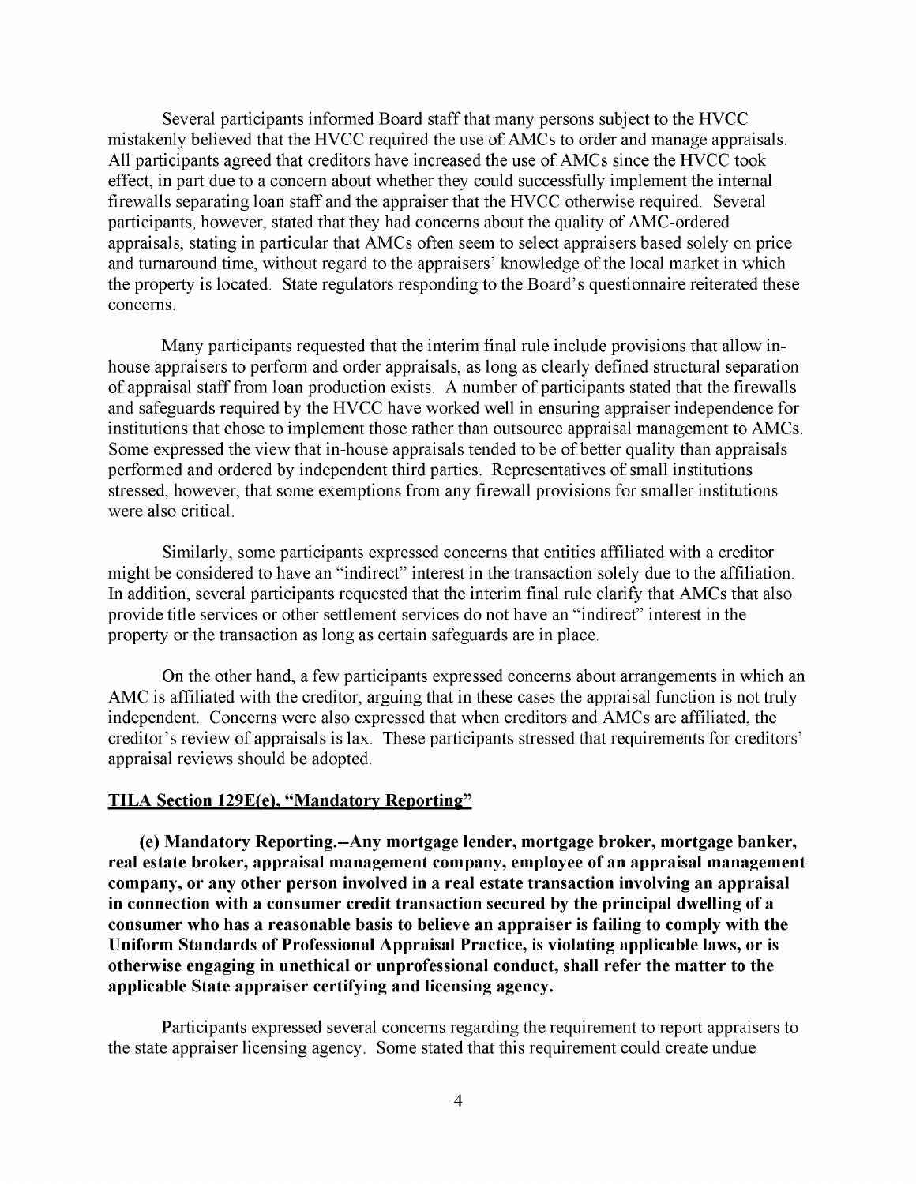Several participants informed Board staff that many persons subject to the HVCC mistakenly believed that the HVCC required the use of AMCs to order and manage appraisals. All participants agreed that creditors have increased the use of AMCs since the HVCC took effect, in part due to a concern about whether they could successfully implement the internal firewalls separating loan staff and the appraiser that the HVCC otherwise required. Several participants, however, stated that they had concerns about the quality of AMC-ordered appraisals, stating in particular that AMCs often seem to select appraisers based solely on price and turnaround time, without regard to the appraisers' knowledge of the local market in which the property is located. State regulators responding to the Board's questionnaire reiterated these concerns.

Many participants requested that the interim final rule include provisions that allow in-house appraisers to perform and order appraisals, as long as clearly defined structural separation of appraisal staff from loan production exists. A number of participants stated that the firewalls and safeguards required by the HVCC have worked well in ensuring appraiser independence for institutions that chose to implement those rather than outsource appraisal management to AMCs. Some expressed the view that in-house appraisals tended to be of better quality than appraisals performed and ordered by independent third parties. Representatives of small institutions stressed, however, that some exemptions from any firewall provisions for smaller institutions were also critical.

Similarly, some participants expressed concerns that entities affiliated with a creditor might be considered to have an "indirect" interest in the transaction solely due to the affiliation. In addition, several participants requested that the interim final rule clarify that AMCs that also provide title services or other settlement services do not have an "indirect" interest in the property or the transaction as long as certain safeguards are in place.

On the other hand, a few participants expressed concerns about arrangements in which an AMC is affiliated with the creditor, arguing that in these cases the appraisal function is not truly independent. Concerns were also expressed that when creditors and AMCs are affiliated, the creditor's review of appraisals is lax. These participants stressed that requirements for creditors' appraisal reviews should be adopted.

**TILA Section 129E(e), "Mandatory Reporting"**

**(e) Mandatory Reporting.--Any mortgage lender, mortgage broker, mortgage banker, real estate broker, appraisal management company, employee of an appraisal management company, or any other person involved in a real estate transaction involving an appraisal in connection with a consumer credit transaction secured by the principal dwelling of a consumer who has a reasonable basis to believe an appraiser is failing to comply with the Uniform Standards of Professional Appraisal Practice, is violating applicable laws, or is otherwise engaging in unethical or unprofessional conduct, shall refer the matter to the applicable State appraiser certifying and licensing agency.**

Participants expressed several concerns regarding the requirement to report appraisers to the state appraiser licensing agency. Some stated that this requirement could create undue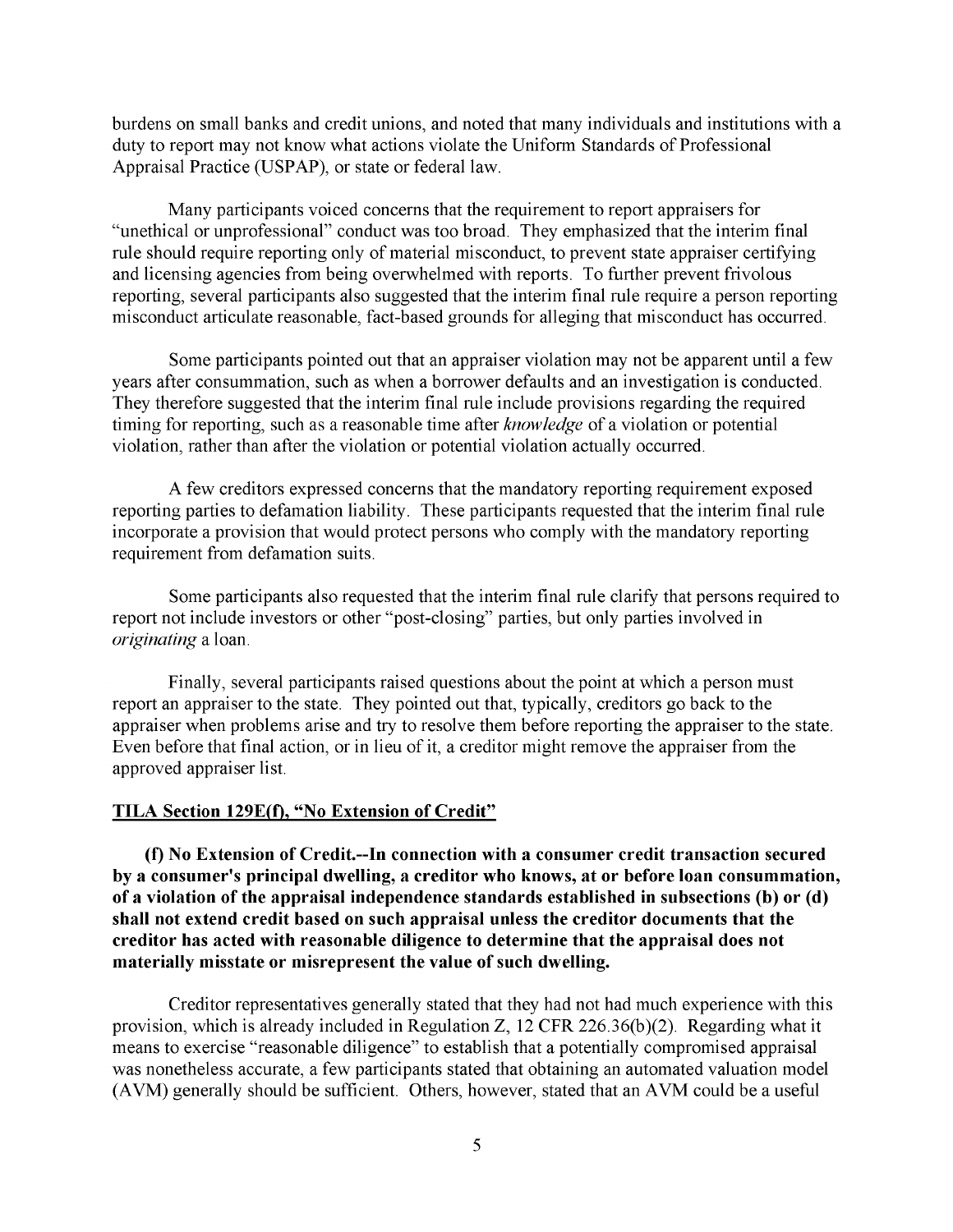burdens on small banks and credit unions, and noted that many individuals and institutions with a duty to report may not know what actions violate the Uniform Standards of Professional Appraisal Practice (USPAP), or state or federal law.

Many participants voiced concerns that the requirement to report appraisers for "unethical or unprofessional" conduct was too broad. They emphasized that the interim final rule should require reporting only of material misconduct, to prevent state appraiser certifying and licensing agencies from being overwhelmed with reports. To further prevent frivolous reporting, several participants also suggested that the interim final rule require a person reporting misconduct articulate reasonable, fact-based grounds for alleging that misconduct has occurred.

Some participants pointed out that an appraiser violation may not be apparent until a few years after consummation, such as when a borrower defaults and an investigation is conducted. They therefore suggested that the interim final rule include provisions regarding the required timing for reporting, such as a reasonable time after *knowledge* of a violation or potential violation, rather than after the violation or potential violation actually occurred.

A few creditors expressed concerns that the mandatory reporting requirement exposed reporting parties to defamation liability. These participants requested that the interim final rule incorporate a provision that would protect persons who comply with the mandatory reporting requirement from defamation suits.

Some participants also requested that the interim final rule clarify that persons required to report not include investors or other "post-closing" parties, but only parties involved in *originating* a loan.

Finally, several participants raised questions about the point at which a person must report an appraiser to the state. They pointed out that, typically, creditors go back to the appraiser when problems arise and try to resolve them before reporting the appraiser to the state. Even before that final action, or in lieu of it, a creditor might remove the appraiser from the approved appraiser list.

## TILA Section 129E(f), "No Extension of Credit"

**(f) No Extension of Credit.--In connection with a consumer credit transaction secured by a consumer's principal dwelling, a creditor who knows, at or before loan consummation, of a violation of the appraisal independence standards established in subsections (b) or (d) shall not extend credit based on such appraisal unless the creditor documents that the creditor has acted with reasonable diligence to determine that the appraisal does not materially misstate or misrepresent the value of such dwelling.**

Creditor representatives generally stated that they had not had much experience with this provision, which is already included in Regulation Z, 12 CFR 226.36(b)(2). Regarding what it means to exercise "reasonable diligence" to establish that a potentially compromised appraisal was nonetheless accurate, a few participants stated that obtaining an automated valuation model (AVM) generally should be sufficient. Others, however, stated that an AVM could be a useful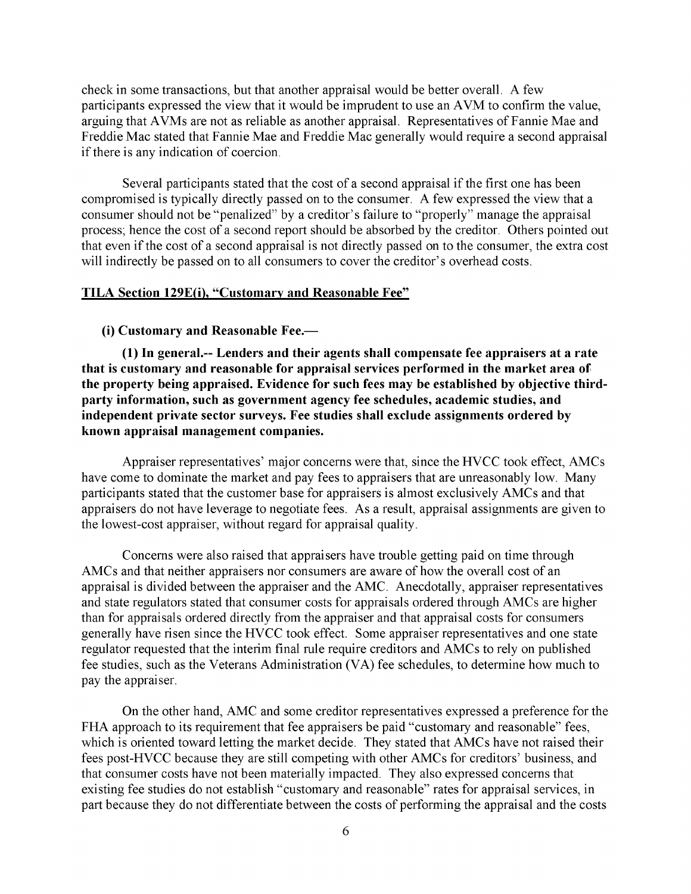check in some transactions, but that another appraisal would be better overall. A few participants expressed the view that it would be imprudent to use an AVM to confirm the value, arguing that AVMs are not as reliable as another appraisal. Representatives of Fannie Mae and Freddie Mac stated that Fannie Mae and Freddie Mac generally would require a second appraisal if there is any indication of coercion.

Several participants stated that the cost of a second appraisal if the first one has been compromised is typically directly passed on to the consumer. A few expressed the view that a consumer should not be "penalized" by a creditor's failure to "properly" manage the appraisal process; hence the cost of a second report should be absorbed by the creditor. Others pointed out that even if the cost of a second appraisal is not directly passed on to the consumer, the extra cost will indirectly be passed on to all consumers to cover the creditor's overhead costs.

**TILA Section 129E(i), "Customary and Reasonable Fee"**

**(i) Customary and Reasonable Fee.—**

**(1) In general.-- Lenders and their agents shall compensate fee appraisers at a rate that is customary and reasonable for appraisal services performed in the market area of the property being appraised. Evidence for such fees may be established by objective third-party information, such as government agency fee schedules, academic studies, and independent private sector surveys. Fee studies shall exclude assignments ordered by known appraisal management companies.**

Appraiser representatives' major concerns were that, since the HVCC took effect, AMCs have come to dominate the market and pay fees to appraisers that are unreasonably low. Many participants stated that the customer base for appraisers is almost exclusively AMCs and that appraisers do not have leverage to negotiate fees. As a result, appraisal assignments are given to the lowest-cost appraiser, without regard for appraisal quality.

Concerns were also raised that appraisers have trouble getting paid on time through AMCs and that neither appraisers nor consumers are aware of how the overall cost of an appraisal is divided between the appraiser and the AMC. Anecdotally, appraiser representatives and state regulators stated that consumer costs for appraisals ordered through AMCs are higher than for appraisals ordered directly from the appraiser and that appraisal costs for consumers generally have risen since the HVCC took effect. Some appraiser representatives and one state regulator requested that the interim final rule require creditors and AMCs to rely on published fee studies, such as the Veterans Administration (VA) fee schedules, to determine how much to pay the appraiser.

On the other hand, AMC and some creditor representatives expressed a preference for the FHA approach to its requirement that fee appraisers be paid "customary and reasonable" fees, which is oriented toward letting the market decide. They stated that AMCs have not raised their fees post-HVCC because they are still competing with other AMCs for creditors' business, and that consumer costs have not been materially impacted. They also expressed concerns that existing fee studies do not establish "customary and reasonable" rates for appraisal services, in part because they do not differentiate between the costs of performing the appraisal and the costs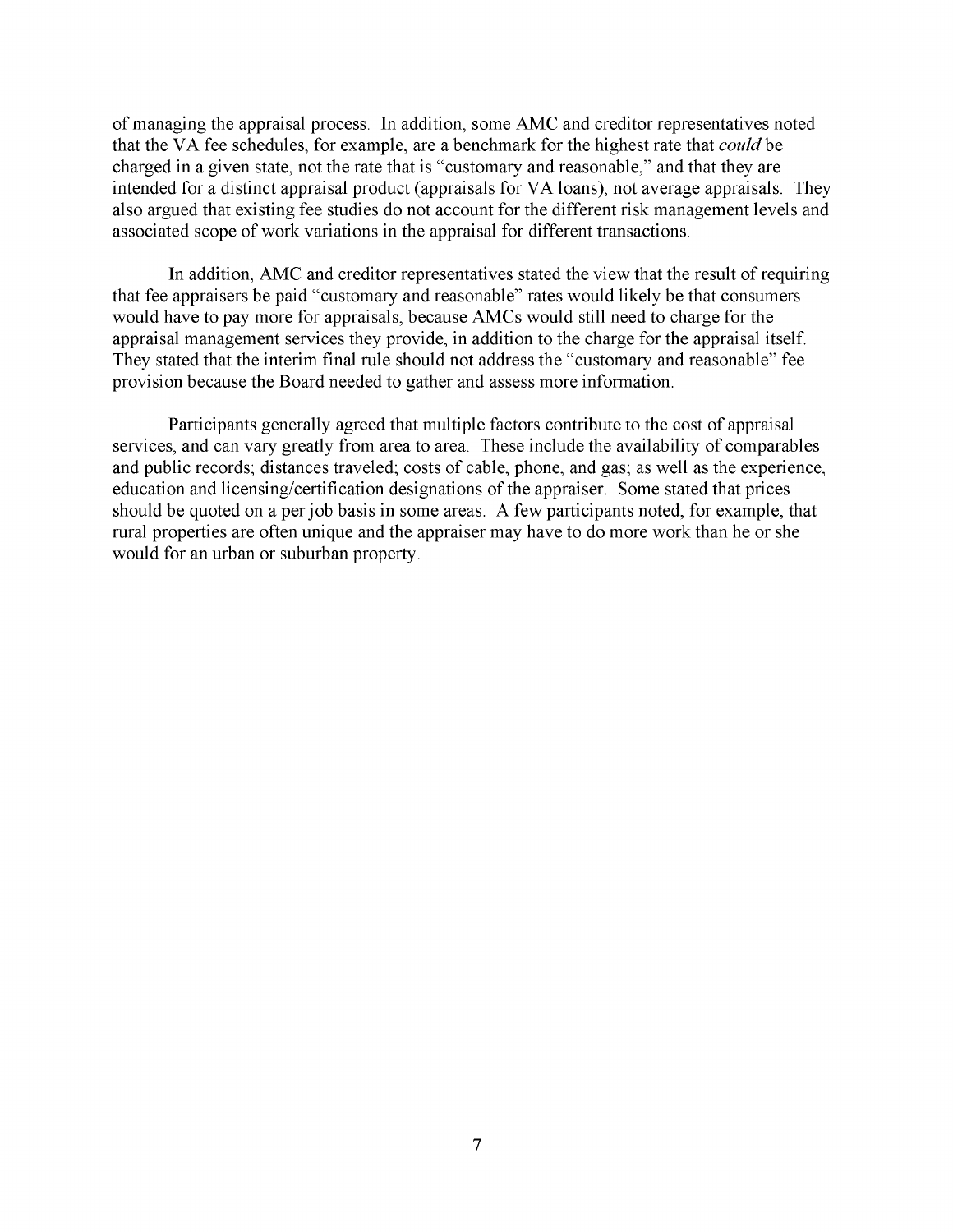of managing the appraisal process. In addition, some AMC and creditor representatives noted that the VA fee schedules, for example, are a benchmark for the highest rate that *could* be charged in a given state, not the rate that is "customary and reasonable," and that they are intended for a distinct appraisal product (appraisals for VA loans), not average appraisals. They also argued that existing fee studies do not account for the different risk management levels and associated scope of work variations in the appraisal for different transactions.

In addition, AMC and creditor representatives stated the view that the result of requiring that fee appraisers be paid "customary and reasonable" rates would likely be that consumers would have to pay more for appraisals, because AMCs would still need to charge for the appraisal management services they provide, in addition to the charge for the appraisal itself. They stated that the interim final rule should not address the "customary and reasonable" fee provision because the Board needed to gather and assess more information.

Participants generally agreed that multiple factors contribute to the cost of appraisal services, and can vary greatly from area to area. These include the availability of comparables and public records; distances traveled; costs of cable, phone, and gas; as well as the experience, education and licensing/certification designations of the appraiser. Some stated that prices should be quoted on a per job basis in some areas. A few participants noted, for example, that rural properties are often unique and the appraiser may have to do more work than he or she would for an urban or suburban property.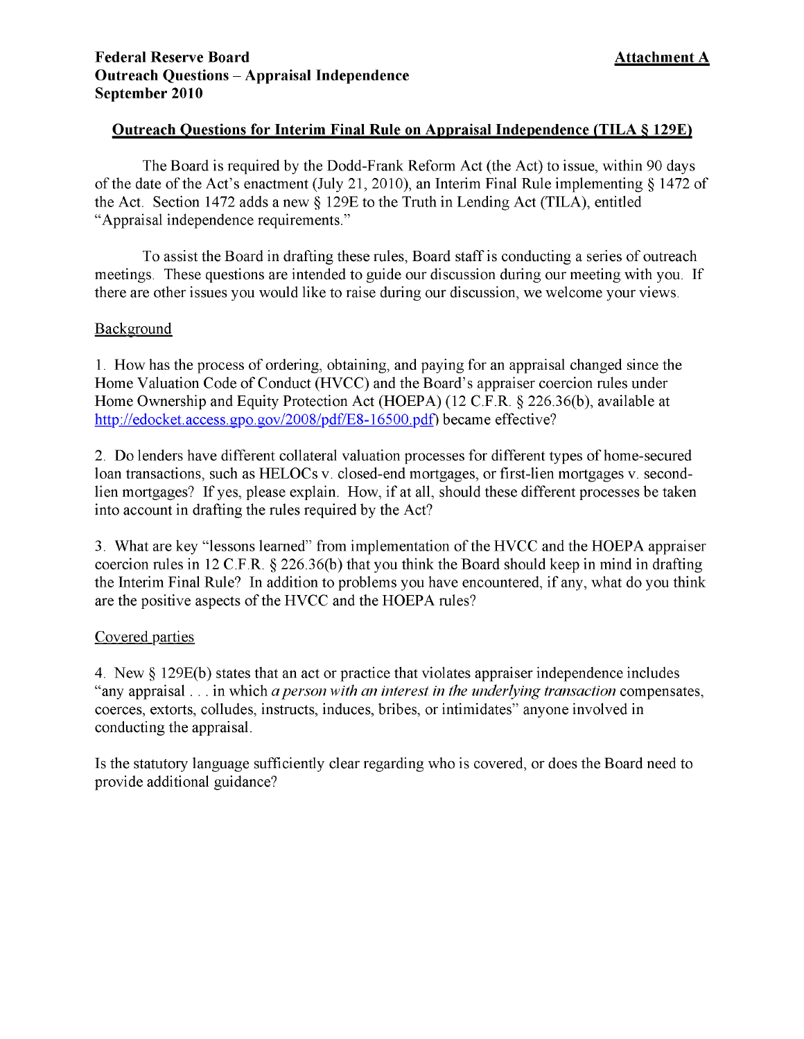**Federal Reserve Board** **Attachment A**
**Outreach Questions – Appraisal Independence**
**September 2010**

## Outreach Questions for Interim Final Rule on Appraisal Independence (TILA § 129E)

The Board is required by the Dodd-Frank Reform Act (the Act) to issue, within 90 days of the date of the Act's enactment (July 21, 2010), an Interim Final Rule implementing § 1472 of the Act. Section 1472 adds a new § 129E to the Truth in Lending Act (TILA), entitled "Appraisal independence requirements."

To assist the Board in drafting these rules, Board staff is conducting a series of outreach meetings. These questions are intended to guide our discussion during our meeting with you. If there are other issues you would like to raise during our discussion, we welcome your views.

### Background

1. How has the process of ordering, obtaining, and paying for an appraisal changed since the Home Valuation Code of Conduct (HVCC) and the Board's appraiser coercion rules under Home Ownership and Equity Protection Act (HOEPA) (12 C.F.R. § 226.36(b), available at http://edocket.access.gpo.gov/2008/pdf/E8-16500.pdf) became effective?

2. Do lenders have different collateral valuation processes for different types of home-secured loan transactions, such as HELOCs v. closed-end mortgages, or first-lien mortgages v. second-lien mortgages? If yes, please explain. How, if at all, should these different processes be taken into account in drafting the rules required by the Act?

3. What are key "lessons learned" from implementation of the HVCC and the HOEPA appraiser coercion rules in 12 C.F.R. § 226.36(b) that you think the Board should keep in mind in drafting the Interim Final Rule? In addition to problems you have encountered, if any, what do you think are the positive aspects of the HVCC and the HOEPA rules?

### Covered parties

4. New § 129E(b) states that an act or practice that violates appraiser independence includes "any appraisal . . . in which *a person with an interest in the underlying transaction* compensates, coerces, extorts, colludes, instructs, induces, bribes, or intimidates" anyone involved in conducting the appraisal.

Is the statutory language sufficiently clear regarding who is covered, or does the Board need to provide additional guidance?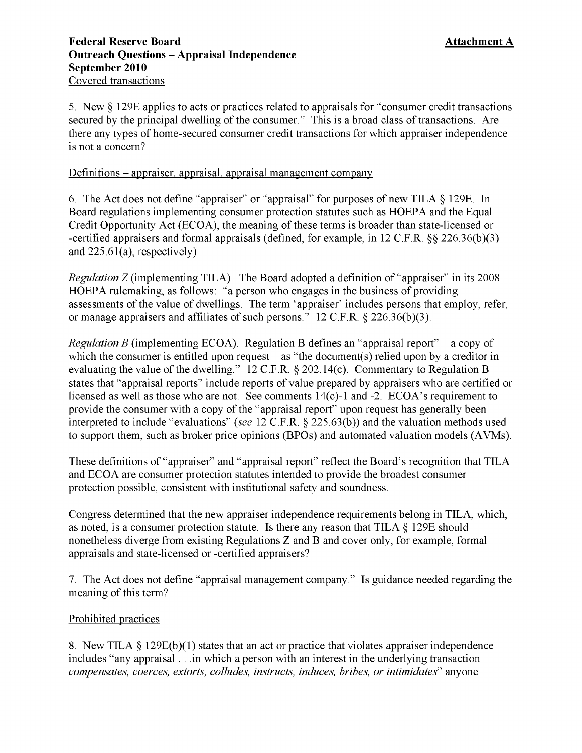**Federal Reserve Board** **Attachment A**
**Outreach Questions – Appraisal Independence**
**September 2010**

Covered transactions

5. New § 129E applies to acts or practices related to appraisals for "consumer credit transactions secured by the principal dwelling of the consumer." This is a broad class of transactions. Are there any types of home-secured consumer credit transactions for which appraiser independence is not a concern?

Definitions – appraiser, appraisal, appraisal management company

6. The Act does not define "appraiser" or "appraisal" for purposes of new TILA § 129E. In Board regulations implementing consumer protection statutes such as HOEPA and the Equal Credit Opportunity Act (ECOA), the meaning of these terms is broader than state-licensed or -certified appraisers and formal appraisals (defined, for example, in 12 C.F.R. §§ 226.36(b)(3) and 225.61(a), respectively).

*Regulation Z* (implementing TILA). The Board adopted a definition of "appraiser" in its 2008 HOEPA rulemaking, as follows: "a person who engages in the business of providing assessments of the value of dwellings. The term 'appraiser' includes persons that employ, refer, or manage appraisers and affiliates of such persons." 12 C.F.R. § 226.36(b)(3).

*Regulation B* (implementing ECOA). Regulation B defines an "appraisal report" – a copy of which the consumer is entitled upon request – as "the document(s) relied upon by a creditor in evaluating the value of the dwelling." 12 C.F.R. § 202.14(c). Commentary to Regulation B states that "appraisal reports" include reports of value prepared by appraisers who are certified or licensed as well as those who are not. See comments 14(c)-1 and -2. ECOA's requirement to provide the consumer with a copy of the "appraisal report" upon request has generally been interpreted to include "evaluations" (*see* 12 C.F.R. § 225.63(b)) and the valuation methods used to support them, such as broker price opinions (BPOs) and automated valuation models (AVMs).

These definitions of "appraiser" and "appraisal report" reflect the Board's recognition that TILA and ECOA are consumer protection statutes intended to provide the broadest consumer protection possible, consistent with institutional safety and soundness.

Congress determined that the new appraiser independence requirements belong in TILA, which, as noted, is a consumer protection statute. Is there any reason that TILA § 129E should nonetheless diverge from existing Regulations Z and B and cover only, for example, formal appraisals and state-licensed or -certified appraisers?

7. The Act does not define "appraisal management company." Is guidance needed regarding the meaning of this term?

Prohibited practices

8. New TILA § 129E(b)(1) states that an act or practice that violates appraiser independence includes "any appraisal . . .in which a person with an interest in the underlying transaction *compensates, coerces, extorts, colludes, instructs, induces, bribes, or intimidates*" anyone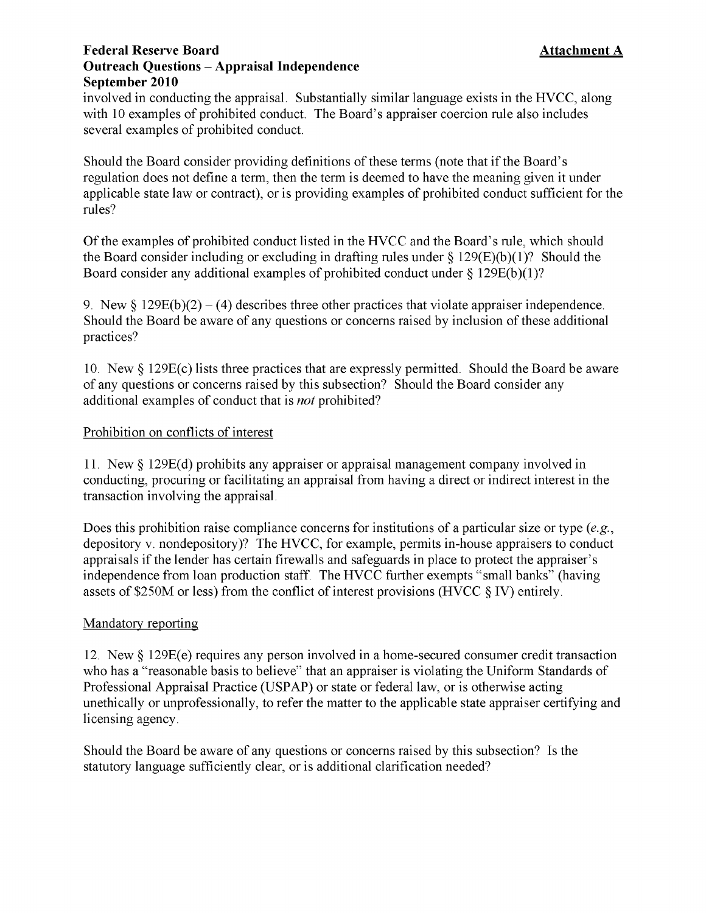involved in conducting the appraisal. Substantially similar language exists in the HVCC, along with 10 examples of prohibited conduct. The Board's appraiser coercion rule also includes several examples of prohibited conduct.

Should the Board consider providing definitions of these terms (note that if the Board's regulation does not define a term, then the term is deemed to have the meaning given it under applicable state law or contract), or is providing examples of prohibited conduct sufficient for the rules?

Of the examples of prohibited conduct listed in the HVCC and the Board's rule, which should the Board consider including or excluding in drafting rules under § 129(E)(b)(1)? Should the Board consider any additional examples of prohibited conduct under § 129E(b)(1)?

9. New § 129E(b)(2) – (4) describes three other practices that violate appraiser independence. Should the Board be aware of any questions or concerns raised by inclusion of these additional practices?

10. New § 129E(c) lists three practices that are expressly permitted. Should the Board be aware of any questions or concerns raised by this subsection? Should the Board consider any additional examples of conduct that is *not* prohibited?

Prohibition on conflicts of interest

11. New § 129E(d) prohibits any appraiser or appraisal management company involved in conducting, procuring or facilitating an appraisal from having a direct or indirect interest in the transaction involving the appraisal.

Does this prohibition raise compliance concerns for institutions of a particular size or type (*e.g.*, depository v. nondepository)? The HVCC, for example, permits in-house appraisers to conduct appraisals if the lender has certain firewalls and safeguards in place to protect the appraiser's independence from loan production staff. The HVCC further exempts "small banks" (having assets of $250M or less) from the conflict of interest provisions (HVCC § IV) entirely.

Mandatory reporting

12. New § 129E(e) requires any person involved in a home-secured consumer credit transaction who has a "reasonable basis to believe" that an appraiser is violating the Uniform Standards of Professional Appraisal Practice (USPAP) or state or federal law, or is otherwise acting unethically or unprofessionally, to refer the matter to the applicable state appraiser certifying and licensing agency.

Should the Board be aware of any questions or concerns raised by this subsection? Is the statutory language sufficiently clear, or is additional clarification needed?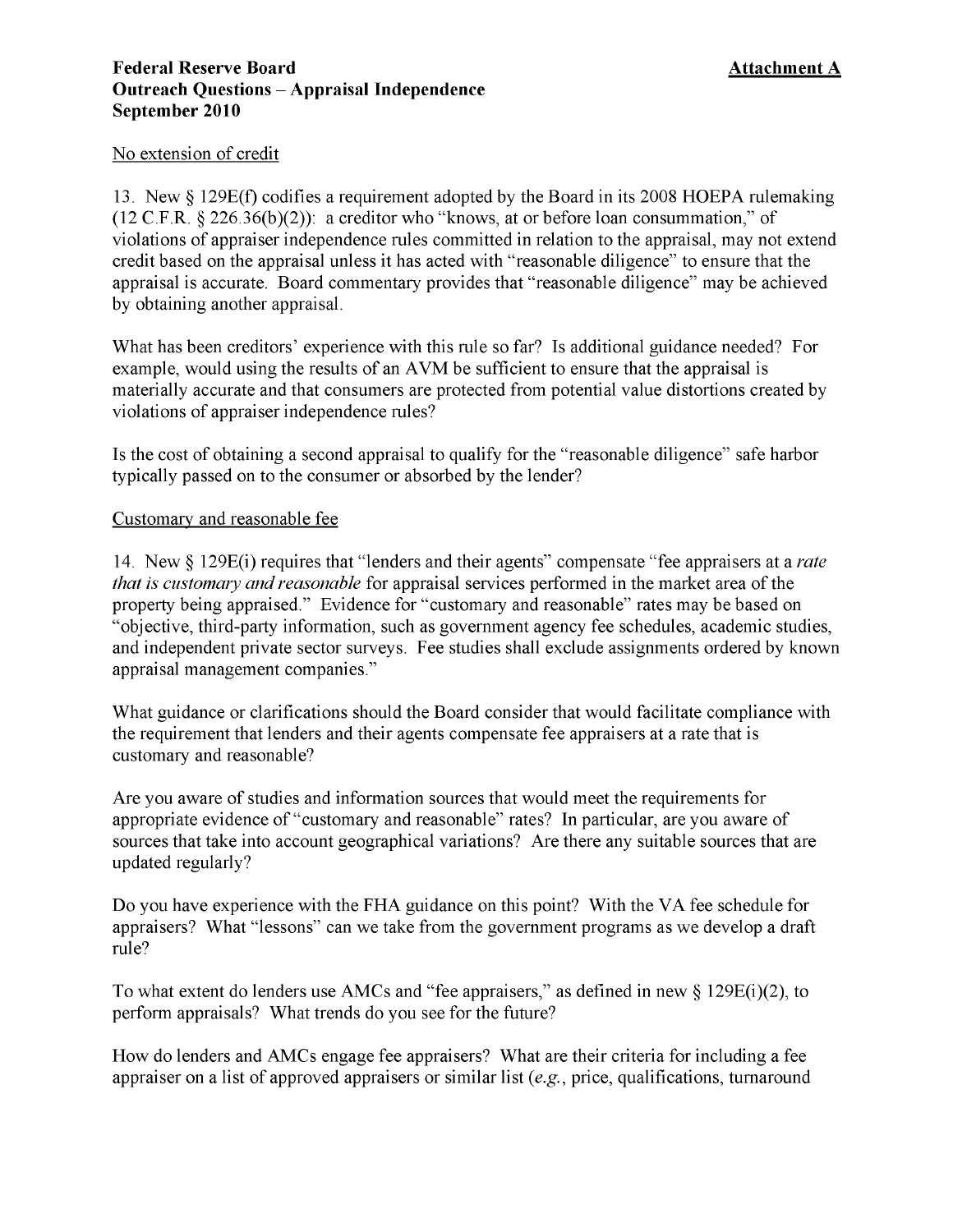**Federal Reserve Board** **Attachment A**
**Outreach Questions – Appraisal Independence**
**September 2010**

No extension of credit

13. New § 129E(f) codifies a requirement adopted by the Board in its 2008 HOEPA rulemaking (12 C.F.R. § 226.36(b)(2)): a creditor who "knows, at or before loan consummation," of violations of appraiser independence rules committed in relation to the appraisal, may not extend credit based on the appraisal unless it has acted with "reasonable diligence" to ensure that the appraisal is accurate. Board commentary provides that "reasonable diligence" may be achieved by obtaining another appraisal.

What has been creditors' experience with this rule so far? Is additional guidance needed? For example, would using the results of an AVM be sufficient to ensure that the appraisal is materially accurate and that consumers are protected from potential value distortions created by violations of appraiser independence rules?

Is the cost of obtaining a second appraisal to qualify for the "reasonable diligence" safe harbor typically passed on to the consumer or absorbed by the lender?

Customary and reasonable fee

14. New § 129E(i) requires that "lenders and their agents" compensate "fee appraisers at a *rate that is customary and reasonable* for appraisal services performed in the market area of the property being appraised." Evidence for "customary and reasonable" rates may be based on "objective, third-party information, such as government agency fee schedules, academic studies, and independent private sector surveys. Fee studies shall exclude assignments ordered by known appraisal management companies."

What guidance or clarifications should the Board consider that would facilitate compliance with the requirement that lenders and their agents compensate fee appraisers at a rate that is customary and reasonable?

Are you aware of studies and information sources that would meet the requirements for appropriate evidence of "customary and reasonable" rates? In particular, are you aware of sources that take into account geographical variations? Are there any suitable sources that are updated regularly?

Do you have experience with the FHA guidance on this point? With the VA fee schedule for appraisers? What "lessons" can we take from the government programs as we develop a draft rule?

To what extent do lenders use AMCs and "fee appraisers," as defined in new § 129E(i)(2), to perform appraisals? What trends do you see for the future?

How do lenders and AMCs engage fee appraisers? What are their criteria for including a fee appraiser on a list of approved appraisers or similar list (*e.g.*, price, qualifications, turnaround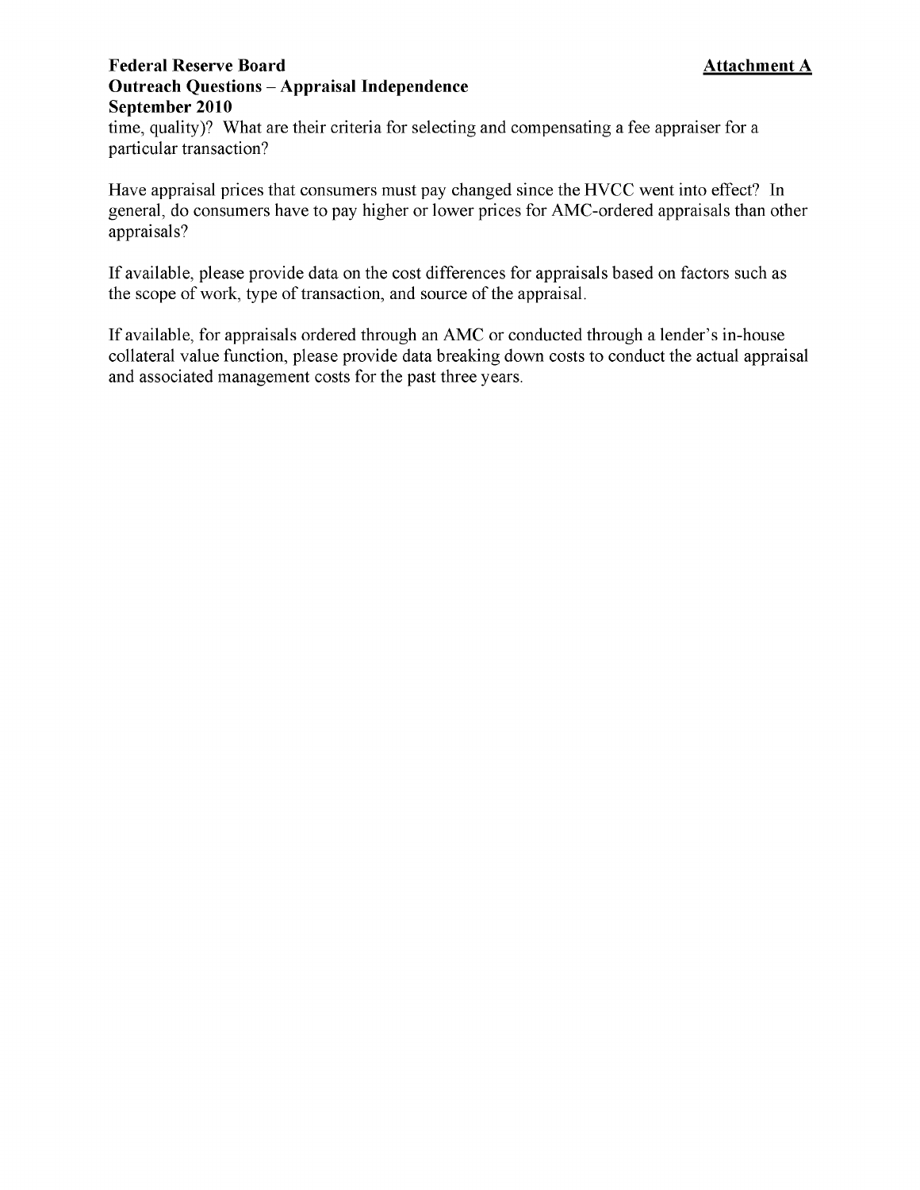time, quality)? What are their criteria for selecting and compensating a fee appraiser for a particular transaction?

Have appraisal prices that consumers must pay changed since the HVCC went into effect? In general, do consumers have to pay higher or lower prices for AMC-ordered appraisals than other appraisals?

If available, please provide data on the cost differences for appraisals based on factors such as the scope of work, type of transaction, and source of the appraisal.

If available, for appraisals ordered through an AMC or conducted through a lender's in-house collateral value function, please provide data breaking down costs to conduct the actual appraisal and associated management costs for the past three years.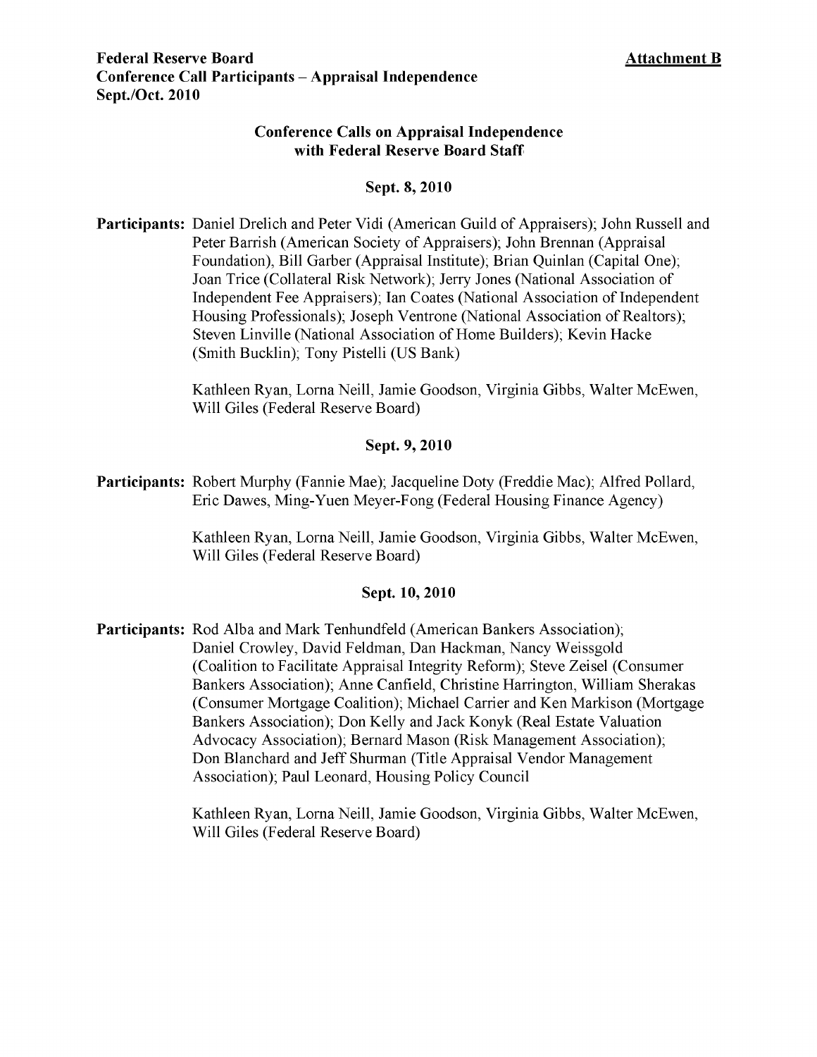**Federal Reserve Board** **Attachment B**
**Conference Call Participants – Appraisal Independence**
**Sept./Oct. 2010**

## Conference Calls on Appraisal Independence with Federal Reserve Board Staff

### Sept. 8, 2010

**Participants:** Daniel Drelich and Peter Vidi (American Guild of Appraisers); John Russell and Peter Barrish (American Society of Appraisers); John Brennan (Appraisal Foundation), Bill Garber (Appraisal Institute); Brian Quinlan (Capital One); Joan Trice (Collateral Risk Network); Jerry Jones (National Association of Independent Fee Appraisers); Ian Coates (National Association of Independent Housing Professionals); Joseph Ventrone (National Association of Realtors); Steven Linville (National Association of Home Builders); Kevin Hacke (Smith Bucklin); Tony Pistelli (US Bank)

Kathleen Ryan, Lorna Neill, Jamie Goodson, Virginia Gibbs, Walter McEwen, Will Giles (Federal Reserve Board)

### Sept. 9, 2010

**Participants:** Robert Murphy (Fannie Mae); Jacqueline Doty (Freddie Mac); Alfred Pollard, Eric Dawes, Ming-Yuen Meyer-Fong (Federal Housing Finance Agency)

Kathleen Ryan, Lorna Neill, Jamie Goodson, Virginia Gibbs, Walter McEwen, Will Giles (Federal Reserve Board)

### Sept. 10, 2010

**Participants:** Rod Alba and Mark Tenhundfeld (American Bankers Association); Daniel Crowley, David Feldman, Dan Hackman, Nancy Weissgold (Coalition to Facilitate Appraisal Integrity Reform); Steve Zeisel (Consumer Bankers Association); Anne Canfield, Christine Harrington, William Sherakas (Consumer Mortgage Coalition); Michael Carrier and Ken Markison (Mortgage Bankers Association); Don Kelly and Jack Konyk (Real Estate Valuation Advocacy Association); Bernard Mason (Risk Management Association); Don Blanchard and Jeff Shurman (Title Appraisal Vendor Management Association); Paul Leonard, Housing Policy Council

Kathleen Ryan, Lorna Neill, Jamie Goodson, Virginia Gibbs, Walter McEwen, Will Giles (Federal Reserve Board)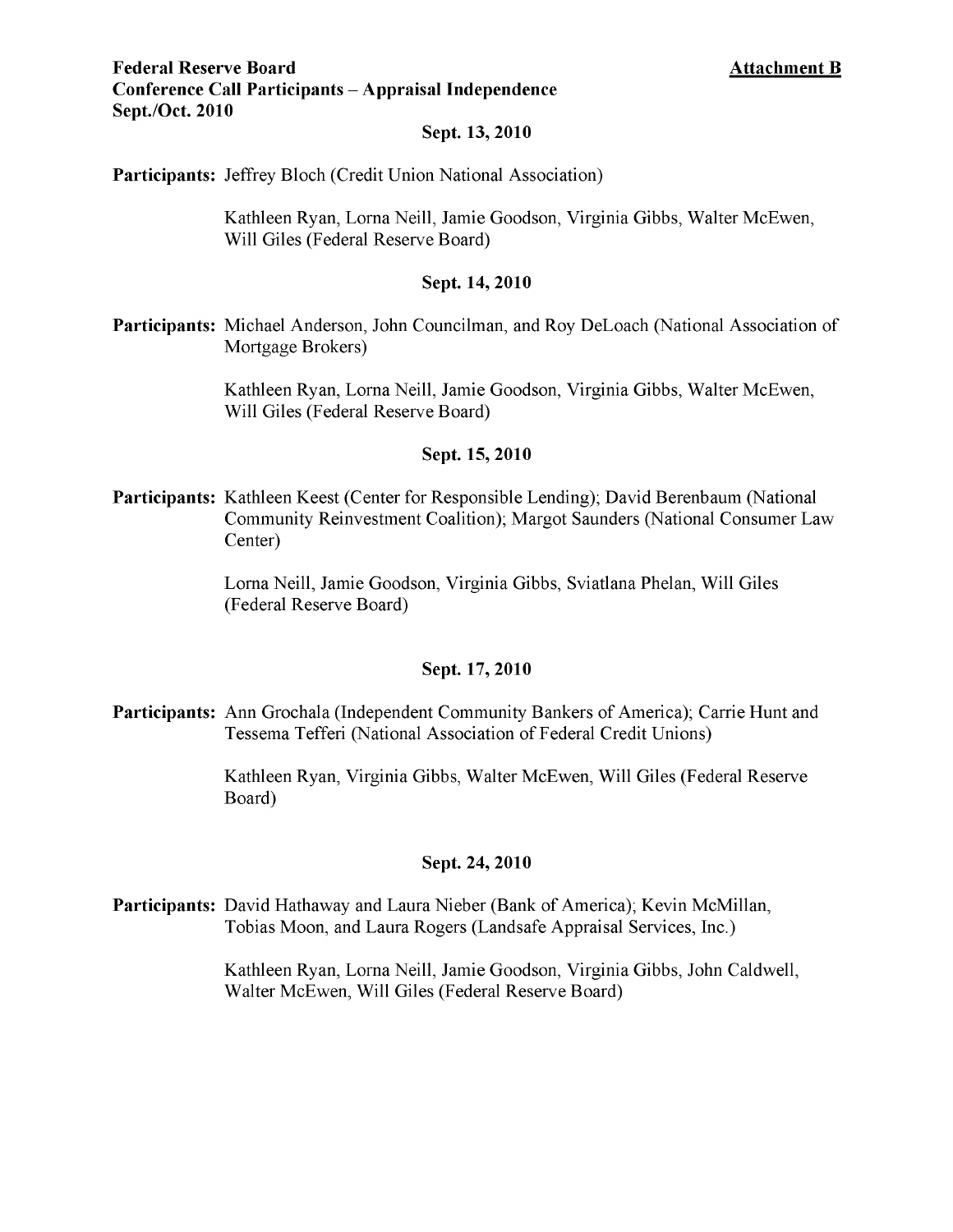**Federal Reserve Board** **Attachment B**

**Conference Call Participants – Appraisal Independence**

**Sept./Oct. 2010**

**Sept. 13, 2010**

**Participants:** Jeffrey Bloch (Credit Union National Association)

Kathleen Ryan, Lorna Neill, Jamie Goodson, Virginia Gibbs, Walter McEwen, Will Giles (Federal Reserve Board)

**Sept. 14, 2010**

**Participants:** Michael Anderson, John Councilman, and Roy DeLoach (National Association of Mortgage Brokers)

Kathleen Ryan, Lorna Neill, Jamie Goodson, Virginia Gibbs, Walter McEwen, Will Giles (Federal Reserve Board)

**Sept. 15, 2010**

**Participants:** Kathleen Keest (Center for Responsible Lending); David Berenbaum (National Community Reinvestment Coalition); Margot Saunders (National Consumer Law Center)

Lorna Neill, Jamie Goodson, Virginia Gibbs, Sviatlana Phelan, Will Giles (Federal Reserve Board)

**Sept. 17, 2010**

**Participants:** Ann Grochala (Independent Community Bankers of America); Carrie Hunt and Tessema Tefferi (National Association of Federal Credit Unions)

Kathleen Ryan, Virginia Gibbs, Walter McEwen, Will Giles (Federal Reserve Board)

**Sept. 24, 2010**

**Participants:** David Hathaway and Laura Nieber (Bank of America); Kevin McMillan, Tobias Moon, and Laura Rogers (Landsafe Appraisal Services, Inc.)

Kathleen Ryan, Lorna Neill, Jamie Goodson, Virginia Gibbs, John Caldwell, Walter McEwen, Will Giles (Federal Reserve Board)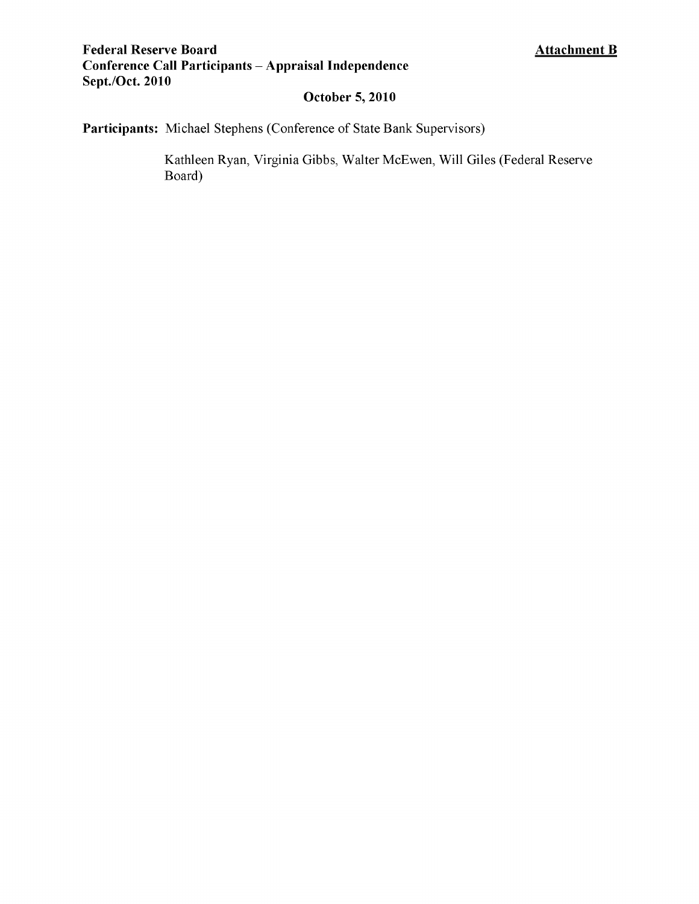**Federal Reserve Board** **<u>Attachment B</u>**
**Conference Call Participants – Appraisal Independence**
**Sept./Oct. 2010**

**October 5, 2010**

**Participants:** Michael Stephens (Conference of State Bank Supervisors)

Kathleen Ryan, Virginia Gibbs, Walter McEwen, Will Giles (Federal Reserve Board)